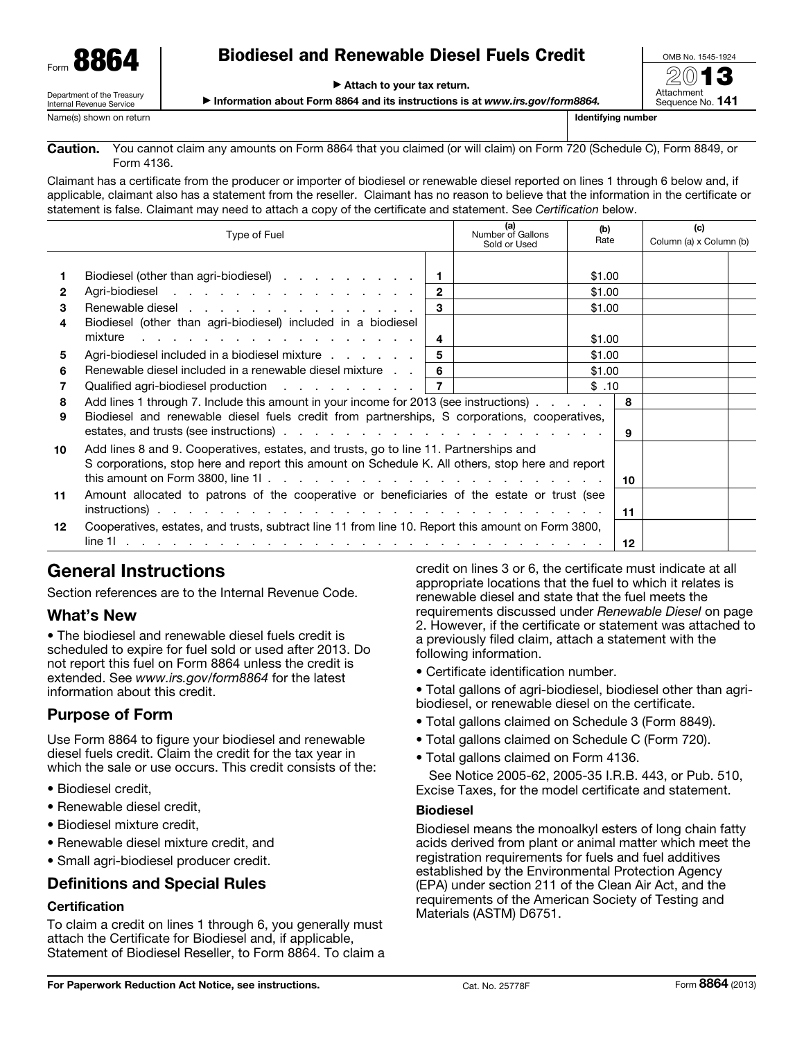Form **8864**

Department of the Treasury
Internal Revenue Service

# Biodiesel and Renewable Diesel Fuels Credit

▶ Attach to your tax return.

▶ Information about Form 8864 and its instructions is at *www.irs.gov/form8864.*

OMB No. 1545-1924

2013

Attachment Sequence No. **141**

Name(s) shown on return | **Identifying number**

**Caution.** You cannot claim any amounts on Form 8864 that you claimed (or will claim) on Form 720 (Schedule C), Form 8849, or Form 4136.

Claimant has a certificate from the producer or importer of biodiesel or renewable diesel reported on lines 1 through 6 below and, if applicable, claimant also has a statement from the reseller. Claimant has no reason to believe that the information in the certificate or statement is false. Claimant may need to attach a copy of the certificate and statement. See *Certification* below.

| | Type of Fuel | | (a) Number of Gallons Sold or Used | (b) Rate | (c) Column (a) x Column (b) |
|---|---|---|---|---|---|
| 1 | Biodiesel (other than agri-biodiesel) | 1 | | $1.00 | |
| 2 | Agri-biodiesel | 2 | | $1.00 | |
| 3 | Renewable diesel | 3 | | $1.00 | |
| 4 | Biodiesel (other than agri-biodiesel) included in a biodiesel mixture | 4 | | $1.00 | |
| 5 | Agri-biodiesel included in a biodiesel mixture | 5 | | $1.00 | |
| 6 | Renewable diesel included in a renewable diesel mixture | 6 | | $1.00 | |
| 7 | Qualified agri-biodiesel production | 7 | | $ .10 | |
| 8 | Add lines 1 through 7. Include this amount in your income for 2013 (see instructions) | | | 8 | |
| 9 | Biodiesel and renewable diesel fuels credit from partnerships, S corporations, cooperatives, estates, and trusts (see instructions) | | | 9 | |
| 10 | Add lines 8 and 9. Cooperatives, estates, and trusts, go to line 11. Partnerships and S corporations, stop here and report this amount on Schedule K. All others, stop here and report this amount on Form 3800, line 1l | | | 10 | |
| 11 | Amount allocated to patrons of the cooperative or beneficiaries of the estate or trust (see instructions) | | | 11 | |
| 12 | Cooperatives, estates, and trusts, subtract line 11 from line 10. Report this amount on Form 3800, line 1l | | | 12 | |

## General Instructions

Section references are to the Internal Revenue Code.

### What's New

• The biodiesel and renewable diesel fuels credit is scheduled to expire for fuel sold or used after 2013. Do not report this fuel on Form 8864 unless the credit is extended. See *www.irs.gov/form8864* for the latest information about this credit.

### Purpose of Form

Use Form 8864 to figure your biodiesel and renewable diesel fuels credit. Claim the credit for the tax year in which the sale or use occurs. This credit consists of the:

- Biodiesel credit,
- Renewable diesel credit,
- Biodiesel mixture credit,
- Renewable diesel mixture credit, and
- Small agri-biodiesel producer credit.

### Definitions and Special Rules

#### Certification

To claim a credit on lines 1 through 6, you generally must attach the Certificate for Biodiesel and, if applicable, Statement of Biodiesel Reseller, to Form 8864. To claim a credit on lines 3 or 6, the certificate must indicate at all appropriate locations that the fuel to which it relates is renewable diesel and state that the fuel meets the requirements discussed under *Renewable Diesel* on page 2. However, if the certificate or statement was attached to a previously filed claim, attach a statement with the following information.

- Certificate identification number.
- Total gallons of agri-biodiesel, biodiesel other than agri-biodiesel, or renewable diesel on the certificate.
- Total gallons claimed on Schedule 3 (Form 8849).
- Total gallons claimed on Schedule C (Form 720).
- Total gallons claimed on Form 4136.

See Notice 2005-62, 2005-35 I.R.B. 443, or Pub. 510, Excise Taxes, for the model certificate and statement.

#### Biodiesel

Biodiesel means the monoalkyl esters of long chain fatty acids derived from plant or animal matter which meet the registration requirements for fuels and fuel additives established by the Environmental Protection Agency (EPA) under section 211 of the Clean Air Act, and the requirements of the American Society of Testing and Materials (ASTM) D6751.

**For Paperwork Reduction Act Notice, see instructions.** Cat. No. 25778F Form **8864** (2013)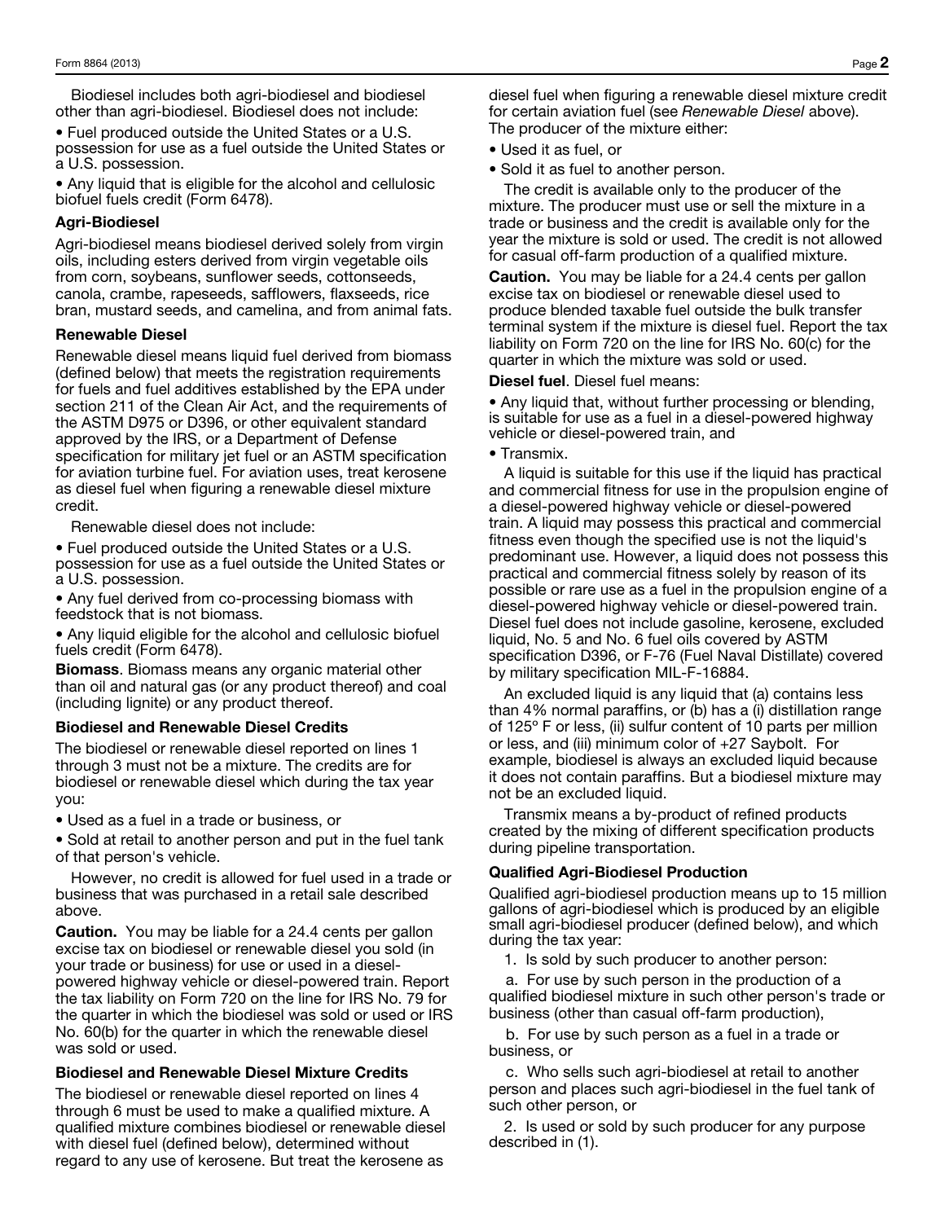Biodiesel includes both agri-biodiesel and biodiesel other than agri-biodiesel. Biodiesel does not include:

- Fuel produced outside the United States or a U.S. possession for use as a fuel outside the United States or a U.S. possession.
- Any liquid that is eligible for the alcohol and cellulosic biofuel fuels credit (Form 6478).

### Agri-Biodiesel

Agri-biodiesel means biodiesel derived solely from virgin oils, including esters derived from virgin vegetable oils from corn, soybeans, sunflower seeds, cottonseeds, canola, crambe, rapeseeds, safflowers, flaxseeds, rice bran, mustard seeds, and camelina, and from animal fats.

### Renewable Diesel

Renewable diesel means liquid fuel derived from biomass (defined below) that meets the registration requirements for fuels and fuel additives established by the EPA under section 211 of the Clean Air Act, and the requirements of the ASTM D975 or D396, or other equivalent standard approved by the IRS, or a Department of Defense specification for military jet fuel or an ASTM specification for aviation turbine fuel. For aviation uses, treat kerosene as diesel fuel when figuring a renewable diesel mixture credit.

Renewable diesel does not include:

- Fuel produced outside the United States or a U.S. possession for use as a fuel outside the United States or a U.S. possession.
- Any fuel derived from co-processing biomass with feedstock that is not biomass.
- Any liquid eligible for the alcohol and cellulosic biofuel fuels credit (Form 6478).

**Biomass**. Biomass means any organic material other than oil and natural gas (or any product thereof) and coal (including lignite) or any product thereof.

### Biodiesel and Renewable Diesel Credits

The biodiesel or renewable diesel reported on lines 1 through 3 must not be a mixture. The credits are for biodiesel or renewable diesel which during the tax year you:

- Used as a fuel in a trade or business, or
- Sold at retail to another person and put in the fuel tank of that person's vehicle.

However, no credit is allowed for fuel used in a trade or business that was purchased in a retail sale described above.

**Caution.** You may be liable for a 24.4 cents per gallon excise tax on biodiesel or renewable diesel you sold (in your trade or business) for use or used in a diesel-powered highway vehicle or diesel-powered train. Report the tax liability on Form 720 on the line for IRS No. 79 for the quarter in which the biodiesel was sold or used or IRS No. 60(b) for the quarter in which the renewable diesel was sold or used.

### Biodiesel and Renewable Diesel Mixture Credits

The biodiesel or renewable diesel reported on lines 4 through 6 must be used to make a qualified mixture. A qualified mixture combines biodiesel or renewable diesel with diesel fuel (defined below), determined without regard to any use of kerosene. But treat the kerosene as diesel fuel when figuring a renewable diesel mixture credit for certain aviation fuel (see *Renewable Diesel* above). The producer of the mixture either:

- Used it as fuel, or
- Sold it as fuel to another person.

The credit is available only to the producer of the mixture. The producer must use or sell the mixture in a trade or business and the credit is available only for the year the mixture is sold or used. The credit is not allowed for casual off-farm production of a qualified mixture.

**Caution.** You may be liable for a 24.4 cents per gallon excise tax on biodiesel or renewable diesel used to produce blended taxable fuel outside the bulk transfer terminal system if the mixture is diesel fuel. Report the tax liability on Form 720 on the line for IRS No. 60(c) for the quarter in which the mixture was sold or used.

**Diesel fuel**. Diesel fuel means:

- Any liquid that, without further processing or blending, is suitable for use as a fuel in a diesel-powered highway vehicle or diesel-powered train, and
- Transmix.

A liquid is suitable for this use if the liquid has practical and commercial fitness for use in the propulsion engine of a diesel-powered highway vehicle or diesel-powered train. A liquid may possess this practical and commercial fitness even though the specified use is not the liquid's predominant use. However, a liquid does not possess this practical and commercial fitness solely by reason of its possible or rare use as a fuel in the propulsion engine of a diesel-powered highway vehicle or diesel-powered train. Diesel fuel does not include gasoline, kerosene, excluded liquid, No. 5 and No. 6 fuel oils covered by ASTM specification D396, or F-76 (Fuel Naval Distillate) covered by military specification MIL-F-16884.

An excluded liquid is any liquid that (a) contains less than 4% normal paraffins, or (b) has a (i) distillation range of 125° F or less, (ii) sulfur content of 10 parts per million or less, and (iii) minimum color of +27 Saybolt. For example, biodiesel is always an excluded liquid because it does not contain paraffins. But a biodiesel mixture may not be an excluded liquid.

Transmix means a by-product of refined products created by the mixing of different specification products during pipeline transportation.

### Qualified Agri-Biodiesel Production

Qualified agri-biodiesel production means up to 15 million gallons of agri-biodiesel which is produced by an eligible small agri-biodiesel producer (defined below), and which during the tax year:

1. Is sold by such producer to another person:

   a. For use by such person in the production of a qualified biodiesel mixture in such other person's trade or business (other than casual off-farm production),

   b. For use by such person as a fuel in a trade or business, or

   c. Who sells such agri-biodiesel at retail to another person and places such agri-biodiesel in the fuel tank of such other person, or

2. Is used or sold by such producer for any purpose described in (1).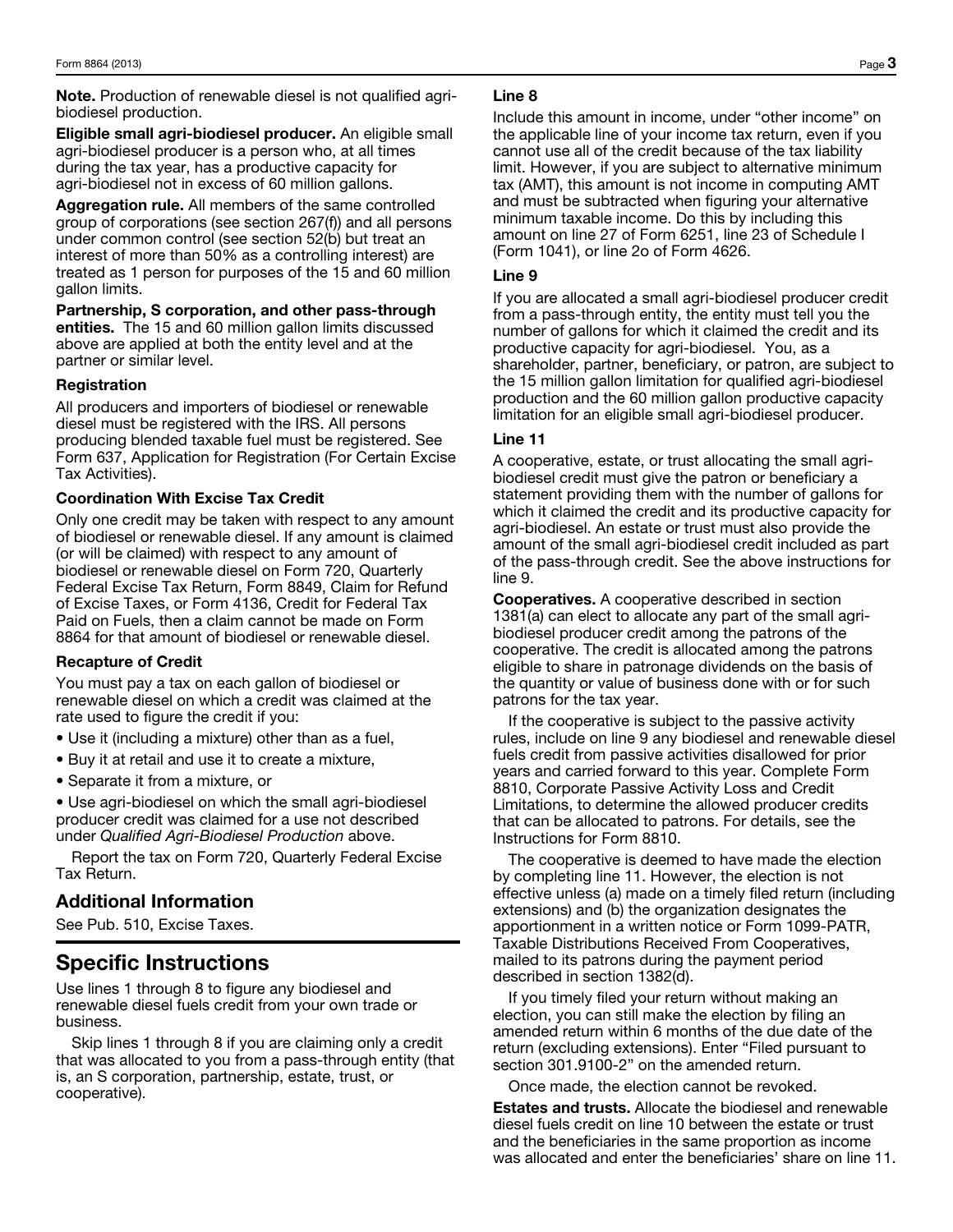**Note.** Production of renewable diesel is not qualified agri-biodiesel production.

**Eligible small agri-biodiesel producer.** An eligible small agri-biodiesel producer is a person who, at all times during the tax year, has a productive capacity for agri-biodiesel not in excess of 60 million gallons.

**Aggregation rule.** All members of the same controlled group of corporations (see section 267(f)) and all persons under common control (see section 52(b) but treat an interest of more than 50% as a controlling interest) are treated as 1 person for purposes of the 15 and 60 million gallon limits.

**Partnership, S corporation, and other pass-through entities.** The 15 and 60 million gallon limits discussed above are applied at both the entity level and at the partner or similar level.

### Registration

All producers and importers of biodiesel or renewable diesel must be registered with the IRS. All persons producing blended taxable fuel must be registered. See Form 637, Application for Registration (For Certain Excise Tax Activities).

### Coordination With Excise Tax Credit

Only one credit may be taken with respect to any amount of biodiesel or renewable diesel. If any amount is claimed (or will be claimed) with respect to any amount of biodiesel or renewable diesel on Form 720, Quarterly Federal Excise Tax Return, Form 8849, Claim for Refund of Excise Taxes, or Form 4136, Credit for Federal Tax Paid on Fuels, then a claim cannot be made on Form 8864 for that amount of biodiesel or renewable diesel.

### Recapture of Credit

You must pay a tax on each gallon of biodiesel or renewable diesel on which a credit was claimed at the rate used to figure the credit if you:

- Use it (including a mixture) other than as a fuel,
- Buy it at retail and use it to create a mixture,
- Separate it from a mixture, or
- Use agri-biodiesel on which the small agri-biodiesel producer credit was claimed for a use not described under *Qualified Agri-Biodiesel Production* above.

Report the tax on Form 720, Quarterly Federal Excise Tax Return.

## Additional Information

See Pub. 510, Excise Taxes.

# Specific Instructions

Use lines 1 through 8 to figure any biodiesel and renewable diesel fuels credit from your own trade or business.

Skip lines 1 through 8 if you are claiming only a credit that was allocated to you from a pass-through entity (that is, an S corporation, partnership, estate, trust, or cooperative).

### Line 8

Include this amount in income, under "other income" on the applicable line of your income tax return, even if you cannot use all of the credit because of the tax liability limit. However, if you are subject to alternative minimum tax (AMT), this amount is not income in computing AMT and must be subtracted when figuring your alternative minimum taxable income. Do this by including this amount on line 27 of Form 6251, line 23 of Schedule I (Form 1041), or line 2o of Form 4626.

### Line 9

If you are allocated a small agri-biodiesel producer credit from a pass-through entity, the entity must tell you the number of gallons for which it claimed the credit and its productive capacity for agri-biodiesel. You, as a shareholder, partner, beneficiary, or patron, are subject to the 15 million gallon limitation for qualified agri-biodiesel production and the 60 million gallon productive capacity limitation for an eligible small agri-biodiesel producer.

### Line 11

A cooperative, estate, or trust allocating the small agri-biodiesel credit must give the patron or beneficiary a statement providing them with the number of gallons for which it claimed the credit and its productive capacity for agri-biodiesel. An estate or trust must also provide the amount of the small agri-biodiesel credit included as part of the pass-through credit. See the above instructions for line 9.

**Cooperatives.** A cooperative described in section 1381(a) can elect to allocate any part of the small agri-biodiesel producer credit among the patrons of the cooperative. The credit is allocated among the patrons eligible to share in patronage dividends on the basis of the quantity or value of business done with or for such patrons for the tax year.

If the cooperative is subject to the passive activity rules, include on line 9 any biodiesel and renewable diesel fuels credit from passive activities disallowed for prior years and carried forward to this year. Complete Form 8810, Corporate Passive Activity Loss and Credit Limitations, to determine the allowed producer credits that can be allocated to patrons. For details, see the Instructions for Form 8810.

The cooperative is deemed to have made the election by completing line 11. However, the election is not effective unless (a) made on a timely filed return (including extensions) and (b) the organization designates the apportionment in a written notice or Form 1099-PATR, Taxable Distributions Received From Cooperatives, mailed to its patrons during the payment period described in section 1382(d).

If you timely filed your return without making an election, you can still make the election by filing an amended return within 6 months of the due date of the return (excluding extensions). Enter "Filed pursuant to section 301.9100-2" on the amended return.

Once made, the election cannot be revoked.

**Estates and trusts.** Allocate the biodiesel and renewable diesel fuels credit on line 10 between the estate or trust and the beneficiaries in the same proportion as income was allocated and enter the beneficiaries' share on line 11.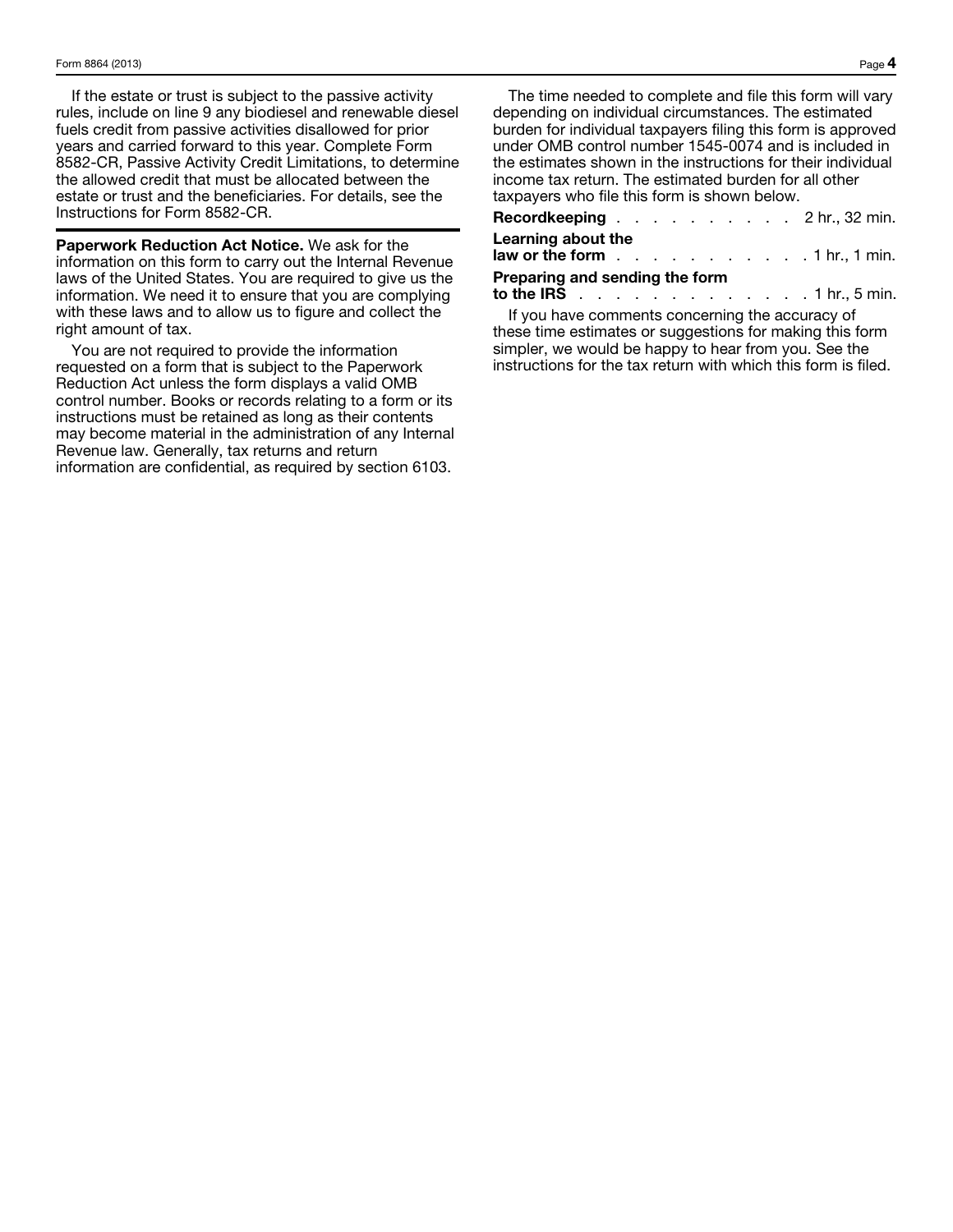If the estate or trust is subject to the passive activity rules, include on line 9 any biodiesel and renewable diesel fuels credit from passive activities disallowed for prior years and carried forward to this year. Complete Form 8582-CR, Passive Activity Credit Limitations, to determine the allowed credit that must be allocated between the estate or trust and the beneficiaries. For details, see the Instructions for Form 8582-CR.

**Paperwork Reduction Act Notice.** We ask for the information on this form to carry out the Internal Revenue laws of the United States. You are required to give us the information. We need it to ensure that you are complying with these laws and to allow us to figure and collect the right amount of tax.

You are not required to provide the information requested on a form that is subject to the Paperwork Reduction Act unless the form displays a valid OMB control number. Books or records relating to a form or its instructions must be retained as long as their contents may become material in the administration of any Internal Revenue law. Generally, tax returns and return information are confidential, as required by section 6103.

The time needed to complete and file this form will vary depending on individual circumstances. The estimated burden for individual taxpayers filing this form is approved under OMB control number 1545-0074 and is included in the estimates shown in the instructions for their individual income tax return. The estimated burden for all other taxpayers who file this form is shown below.

**Recordkeeping** . . . . . . . . . . . 2 hr., 32 min.

**Learning about the law or the form** . . . . . . . . . . . . 1 hr., 1 min.

**Preparing and sending the form to the IRS** . . . . . . . . . . . . . . 1 hr., 5 min.

If you have comments concerning the accuracy of these time estimates or suggestions for making this form simpler, we would be happy to hear from you. See the instructions for the tax return with which this form is filed.